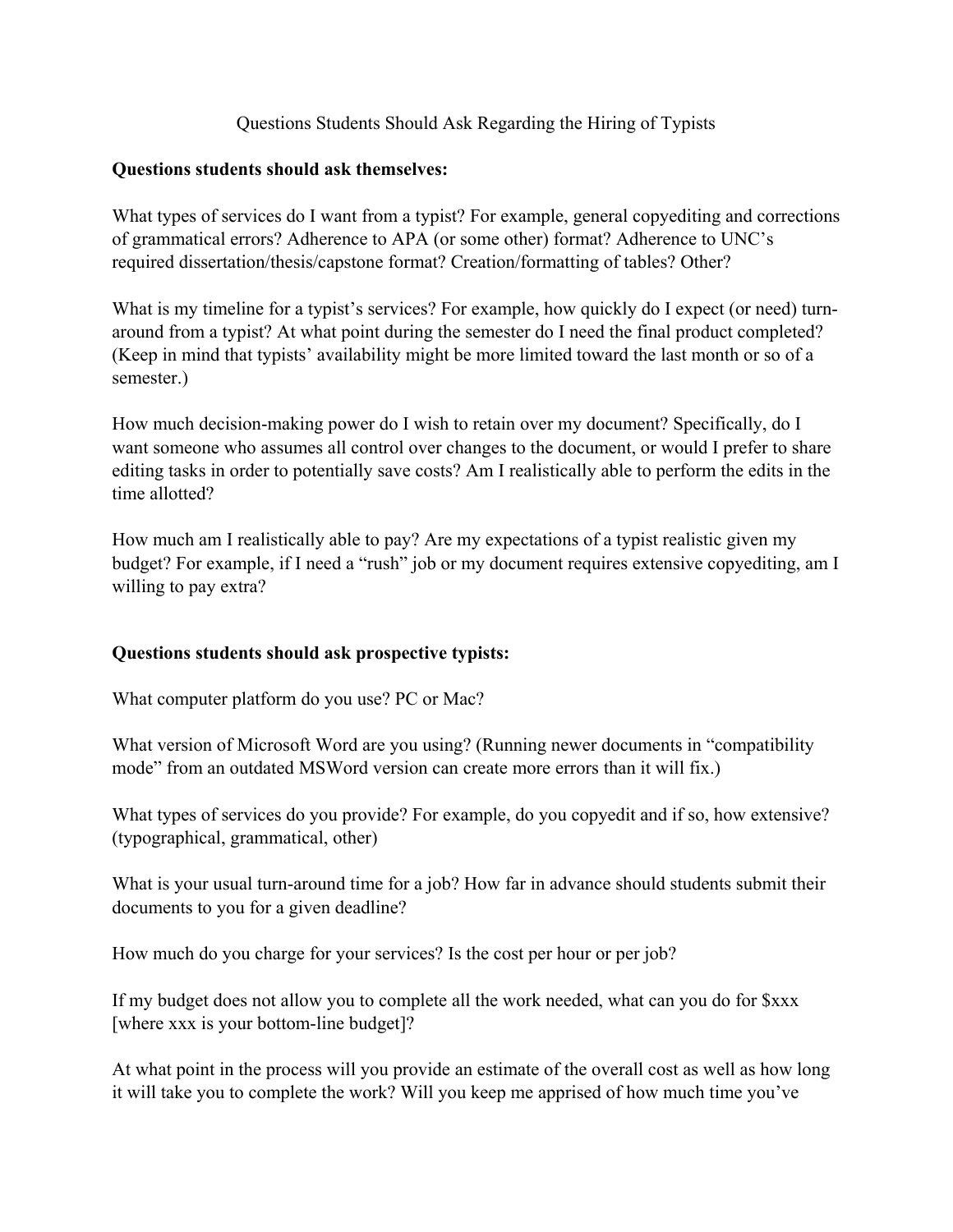# Questions Students Should Ask Regarding the Hiring of Typists

**Questions students should ask themselves:**

What types of services do I want from a typist? For example, general copyediting and corrections of grammatical errors? Adherence to APA (or some other) format? Adherence to UNC's required dissertation/thesis/capstone format? Creation/formatting of tables? Other?

What is my timeline for a typist's services? For example, how quickly do I expect (or need) turn-around from a typist? At what point during the semester do I need the final product completed? (Keep in mind that typists' availability might be more limited toward the last month or so of a semester.)

How much decision-making power do I wish to retain over my document? Specifically, do I want someone who assumes all control over changes to the document, or would I prefer to share editing tasks in order to potentially save costs? Am I realistically able to perform the edits in the time allotted?

How much am I realistically able to pay? Are my expectations of a typist realistic given my budget? For example, if I need a "rush" job or my document requires extensive copyediting, am I willing to pay extra?

**Questions students should ask prospective typists:**

What computer platform do you use? PC or Mac?

What version of Microsoft Word are you using? (Running newer documents in "compatibility mode" from an outdated MSWord version can create more errors than it will fix.)

What types of services do you provide? For example, do you copyedit and if so, how extensive? (typographical, grammatical, other)

What is your usual turn-around time for a job? How far in advance should students submit their documents to you for a given deadline?

How much do you charge for your services? Is the cost per hour or per job?

If my budget does not allow you to complete all the work needed, what can you do for $xxx [where xxx is your bottom-line budget]?

At what point in the process will you provide an estimate of the overall cost as well as how long it will take you to complete the work? Will you keep me apprised of how much time you've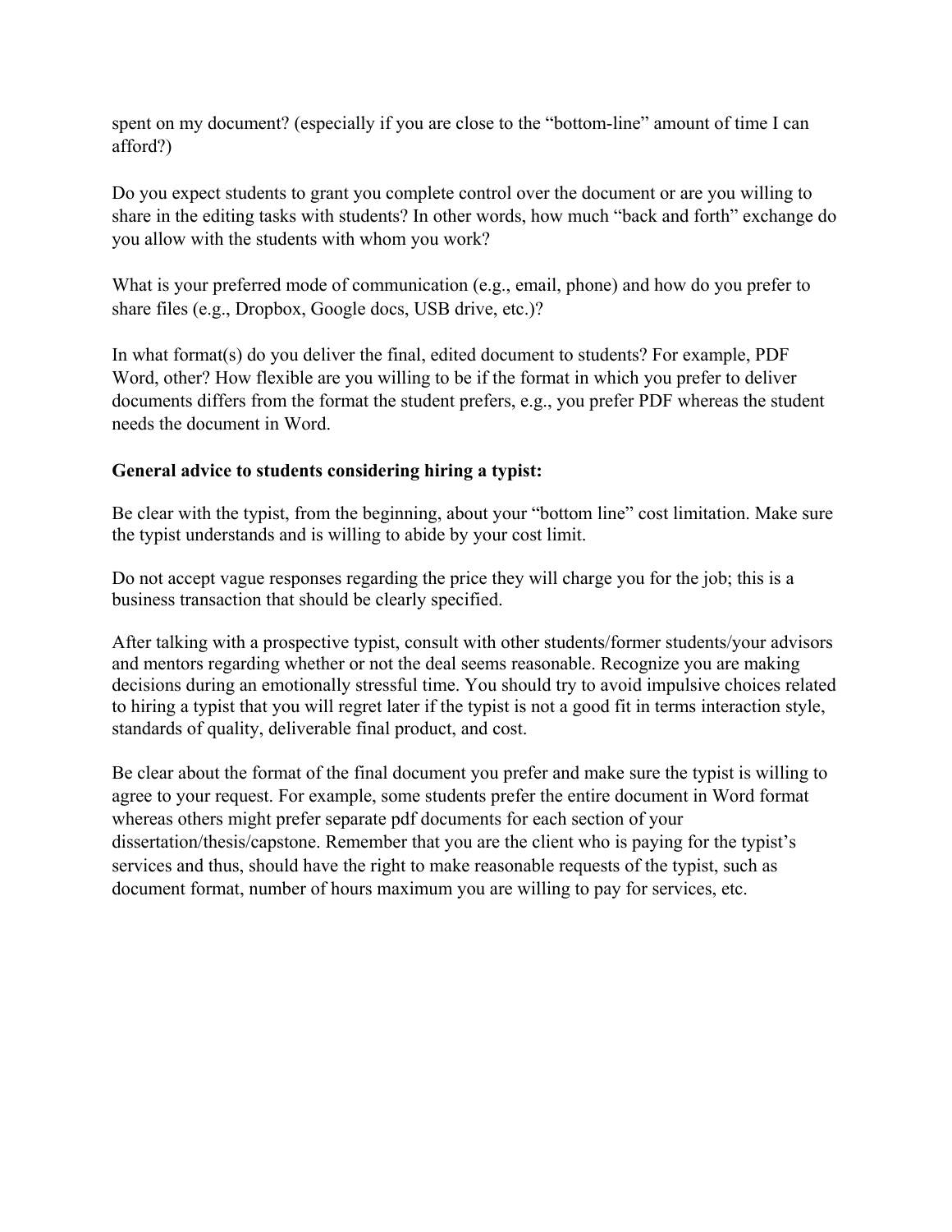spent on my document? (especially if you are close to the "bottom-line" amount of time I can afford?)

Do you expect students to grant you complete control over the document or are you willing to share in the editing tasks with students? In other words, how much "back and forth" exchange do you allow with the students with whom you work?

What is your preferred mode of communication (e.g., email, phone) and how do you prefer to share files (e.g., Dropbox, Google docs, USB drive, etc.)?

In what format(s) do you deliver the final, edited document to students? For example, PDF Word, other? How flexible are you willing to be if the format in which you prefer to deliver documents differs from the format the student prefers, e.g., you prefer PDF whereas the student needs the document in Word.

**General advice to students considering hiring a typist:**

Be clear with the typist, from the beginning, about your "bottom line" cost limitation. Make sure the typist understands and is willing to abide by your cost limit.

Do not accept vague responses regarding the price they will charge you for the job; this is a business transaction that should be clearly specified.

After talking with a prospective typist, consult with other students/former students/your advisors and mentors regarding whether or not the deal seems reasonable. Recognize you are making decisions during an emotionally stressful time. You should try to avoid impulsive choices related to hiring a typist that you will regret later if the typist is not a good fit in terms interaction style, standards of quality, deliverable final product, and cost.

Be clear about the format of the final document you prefer and make sure the typist is willing to agree to your request. For example, some students prefer the entire document in Word format whereas others might prefer separate pdf documents for each section of your dissertation/thesis/capstone. Remember that you are the client who is paying for the typist's services and thus, should have the right to make reasonable requests of the typist, such as document format, number of hours maximum you are willing to pay for services, etc.